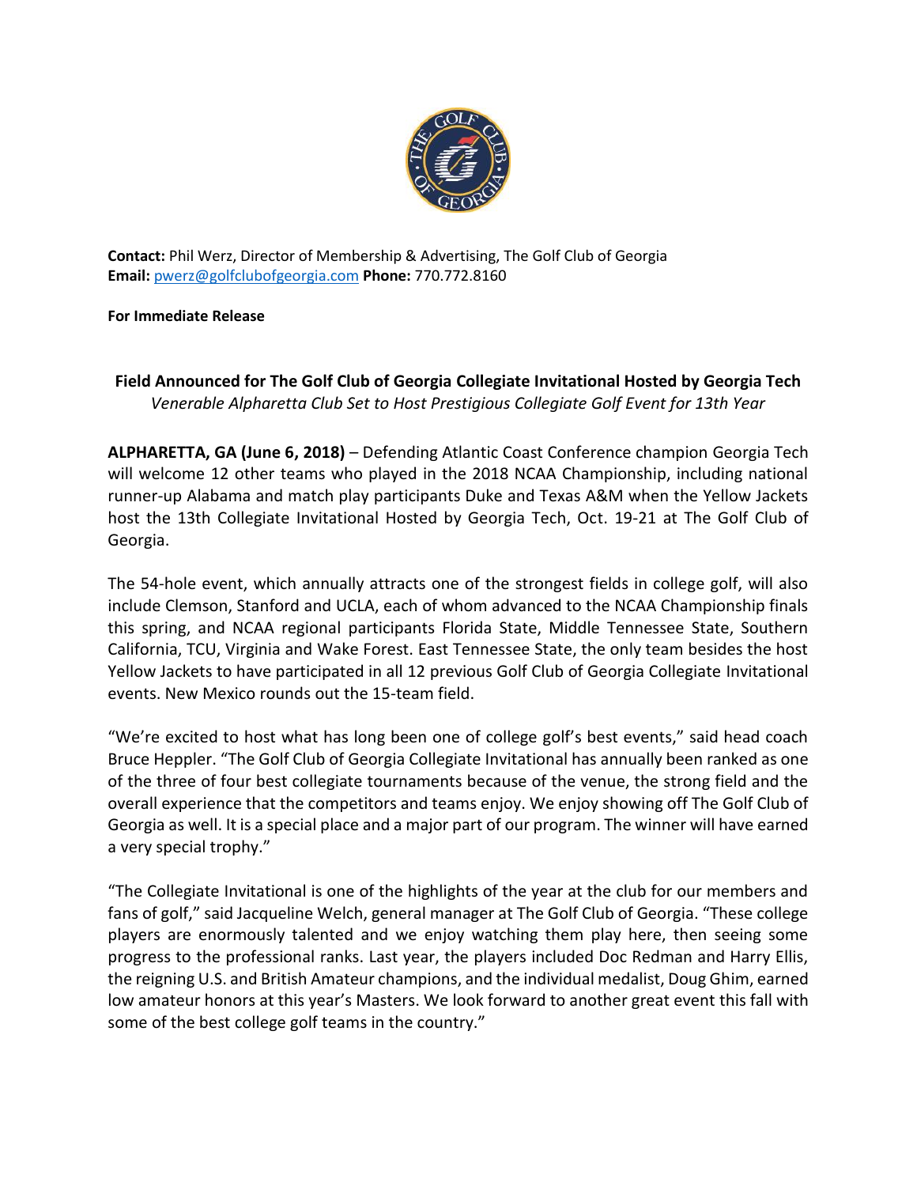**Contact:** Phil Werz, Director of Membership & Advertising, The Golf Club of Georgia
**Email:** pwerz@golfclubofgeorgia.com **Phone:** 770.772.8160

**For Immediate Release**

## Field Announced for The Golf Club of Georgia Collegiate Invitational Hosted by Georgia Tech

*Venerable Alpharetta Club Set to Host Prestigious Collegiate Golf Event for 13th Year*

**ALPHARETTA, GA (June 6, 2018)** – Defending Atlantic Coast Conference champion Georgia Tech will welcome 12 other teams who played in the 2018 NCAA Championship, including national runner-up Alabama and match play participants Duke and Texas A&M when the Yellow Jackets host the 13th Collegiate Invitational Hosted by Georgia Tech, Oct. 19-21 at The Golf Club of Georgia.

The 54-hole event, which annually attracts one of the strongest fields in college golf, will also include Clemson, Stanford and UCLA, each of whom advanced to the NCAA Championship finals this spring, and NCAA regional participants Florida State, Middle Tennessee State, Southern California, TCU, Virginia and Wake Forest. East Tennessee State, the only team besides the host Yellow Jackets to have participated in all 12 previous Golf Club of Georgia Collegiate Invitational events. New Mexico rounds out the 15-team field.

"We're excited to host what has long been one of college golf's best events," said head coach Bruce Heppler. "The Golf Club of Georgia Collegiate Invitational has annually been ranked as one of the three of four best collegiate tournaments because of the venue, the strong field and the overall experience that the competitors and teams enjoy. We enjoy showing off The Golf Club of Georgia as well. It is a special place and a major part of our program. The winner will have earned a very special trophy."

"The Collegiate Invitational is one of the highlights of the year at the club for our members and fans of golf," said Jacqueline Welch, general manager at The Golf Club of Georgia. "These college players are enormously talented and we enjoy watching them play here, then seeing some progress to the professional ranks. Last year, the players included Doc Redman and Harry Ellis, the reigning U.S. and British Amateur champions, and the individual medalist, Doug Ghim, earned low amateur honors at this year's Masters. We look forward to another great event this fall with some of the best college golf teams in the country."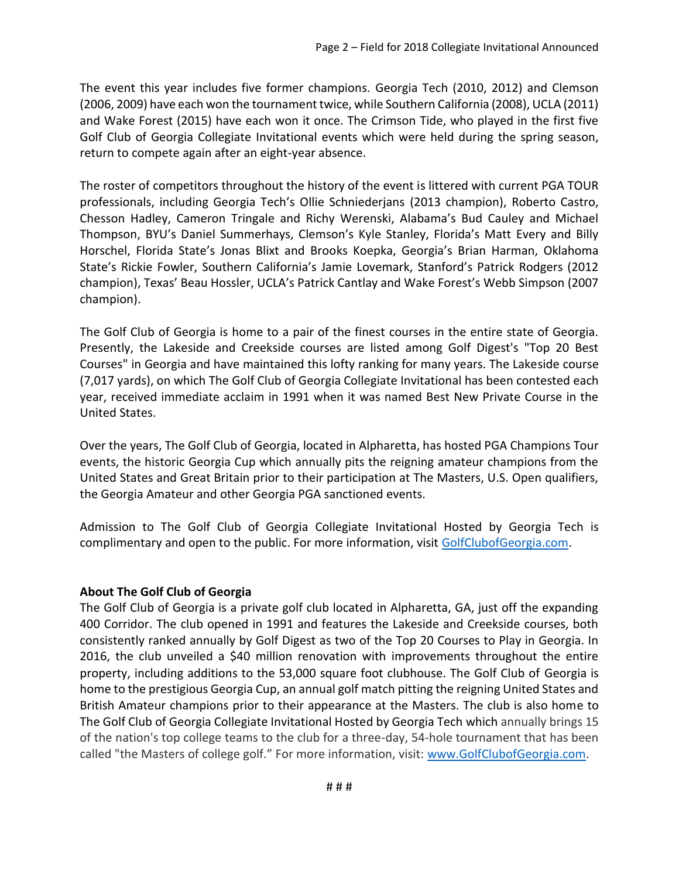The event this year includes five former champions. Georgia Tech (2010, 2012) and Clemson (2006, 2009) have each won the tournament twice, while Southern California (2008), UCLA (2011) and Wake Forest (2015) have each won it once. The Crimson Tide, who played in the first five Golf Club of Georgia Collegiate Invitational events which were held during the spring season, return to compete again after an eight-year absence.

The roster of competitors throughout the history of the event is littered with current PGA TOUR professionals, including Georgia Tech's Ollie Schniederjans (2013 champion), Roberto Castro, Chesson Hadley, Cameron Tringale and Richy Werenski, Alabama's Bud Cauley and Michael Thompson, BYU's Daniel Summerhays, Clemson's Kyle Stanley, Florida's Matt Every and Billy Horschel, Florida State's Jonas Blixt and Brooks Koepka, Georgia's Brian Harman, Oklahoma State's Rickie Fowler, Southern California's Jamie Lovemark, Stanford's Patrick Rodgers (2012 champion), Texas' Beau Hossler, UCLA's Patrick Cantlay and Wake Forest's Webb Simpson (2007 champion).

The Golf Club of Georgia is home to a pair of the finest courses in the entire state of Georgia. Presently, the Lakeside and Creekside courses are listed among Golf Digest's "Top 20 Best Courses" in Georgia and have maintained this lofty ranking for many years. The Lakeside course (7,017 yards), on which The Golf Club of Georgia Collegiate Invitational has been contested each year, received immediate acclaim in 1991 when it was named Best New Private Course in the United States.

Over the years, The Golf Club of Georgia, located in Alpharetta, has hosted PGA Champions Tour events, the historic Georgia Cup which annually pits the reigning amateur champions from the United States and Great Britain prior to their participation at The Masters, U.S. Open qualifiers, the Georgia Amateur and other Georgia PGA sanctioned events.

Admission to The Golf Club of Georgia Collegiate Invitational Hosted by Georgia Tech is complimentary and open to the public. For more information, visit GolfClubofGeorgia.com.

**About The Golf Club of Georgia**

The Golf Club of Georgia is a private golf club located in Alpharetta, GA, just off the expanding 400 Corridor. The club opened in 1991 and features the Lakeside and Creekside courses, both consistently ranked annually by Golf Digest as two of the Top 20 Courses to Play in Georgia. In 2016, the club unveiled a $40 million renovation with improvements throughout the entire property, including additions to the 53,000 square foot clubhouse. The Golf Club of Georgia is home to the prestigious Georgia Cup, an annual golf match pitting the reigning United States and British Amateur champions prior to their appearance at the Masters. The club is also home to The Golf Club of Georgia Collegiate Invitational Hosted by Georgia Tech which annually brings 15 of the nation's top college teams to the club for a three-day, 54-hole tournament that has been called "the Masters of college golf." For more information, visit: www.GolfClubofGeorgia.com.

# # #